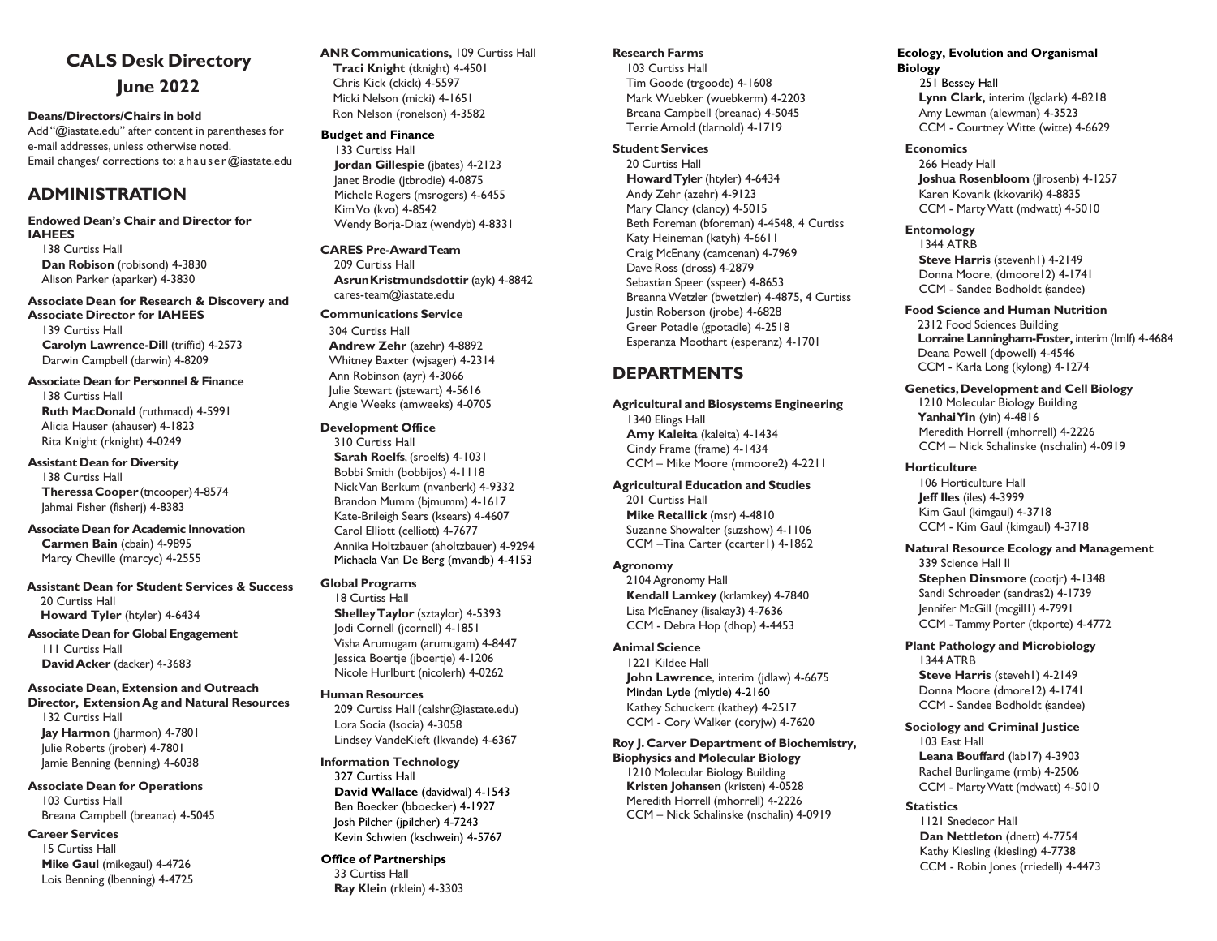# CALS Desk Directory

## June 2022

**Deans/Directors/Chairs in bold**

Add "@iastate.edu" after content in parentheses for e-mail addresses, unless otherwise noted.

Email changes/ corrections to: ahauser@iastate.edu

## ADMINISTRATION

**Endowed Dean's Chair and Director for IAHEES**
138 Curtiss Hall
**Dan Robison** (robisond) 4-3830
Alison Parker (aparker) 4-3830

**Associate Dean for Research & Discovery and Associate Director for IAHEES**
139 Curtiss Hall
**Carolyn Lawrence-Dill** (triffid) 4-2573
Darwin Campbell (darwin) 4-8209

**Associate Dean for Personnel & Finance**
138 Curtiss Hall
**Ruth MacDonald** (ruthmacd) 4-5991
Alicia Hauser (ahauser) 4-1823
Rita Knight (rknight) 4-0249

**Assistant Dean for Diversity**
138 Curtiss Hall
**Theressa Cooper** (tncooper) 4-8574
Jahmai Fisher (fisherj) 4-8383

**Associate Dean for Academic Innovation**
**Carmen Bain** (cbain) 4-9895
Marcy Cheville (marcyc) 4-2555

**Assistant Dean for Student Services & Success**
20 Curtiss Hall
**Howard Tyler** (htyler) 4-6434

**Associate Dean for Global Engagement**
111 Curtiss Hall
**David Acker** (dacker) 4-3683

**Associate Dean, Extension and Outreach Director, Extension Ag and Natural Resources**
132 Curtiss Hall
**Jay Harmon** (jharmon) 4-7801
Julie Roberts (jrober) 4-7801
Jamie Benning (benning) 4-6038

**Associate Dean for Operations**
103 Curtiss Hall
Breana Campbell (breanac) 4-5045

**Career Services**
15 Curtiss Hall
**Mike Gaul** (mikegaul) 4-4726
Lois Benning (lbenning) 4-4725

**ANR Communications,** 109 Curtiss Hall
**Traci Knight** (tknight) 4-4501
Chris Kick (ckick) 4-5597
Micki Nelson (micki) 4-1651
Ron Nelson (ronelson) 4-3582

**Budget and Finance**
133 Curtiss Hall
**Jordan Gillespie** (jbates) 4-2123
Janet Brodie (jtbrodie) 4-0875
Michele Rogers (msrogers) 4-6455
Kim Vo (kvo) 4-8542
Wendy Borja-Diaz (wendyb) 4-8331

**CARES Pre-Award Team**
209 Curtiss Hall
**Asrun Kristmundsdottir** (ayk) 4-8842
cares-team@iastate.edu

**Communications Service**
304 Curtiss Hall
**Andrew Zehr** (azehr) 4-8892
Whitney Baxter (wjsager) 4-2314
Ann Robinson (ayr) 4-3066
Julie Stewart (jstewart) 4-5616
Angie Weeks (amweeks) 4-0705

**Development Office**
310 Curtiss Hall
**Sarah Roelfs**, (sroelfs) 4-1031
Bobbi Smith (bobbijos) 4-1118
Nick Van Berkum (nvanberk) 4-9332
Brandon Mumm (bjmumm) 4-1617
Kate-Brileigh Sears (ksears) 4-4607
Carol Elliott (celliott) 4-7677
Annika Holtzbauer (aholtzbauer) 4-9294
Michaela Van De Berg (mvandb) 4-4153

**Global Programs**
18 Curtiss Hall
**Shelley Taylor** (sztaylor) 4-5393
Jodi Cornell (jcornell) 4-1851
Visha Arumugam (arumugam) 4-8447
Jessica Boertje (jboertje) 4-1206
Nicole Hurlburt (nicolerh) 4-0262

**Human Resources**
209 Curtiss Hall (calshr@iastate.edu)
Lora Socia (lsocia) 4-3058
Lindsey VandeKieft (lkvande) 4-6367

**Information Technology**
327 Curtiss Hall
**David Wallace** (davidwal) 4-1543
Ben Boecker (bboecker) 4-1927
Josh Pilcher (jpilcher) 4-7243
Kevin Schwien (kschwein) 4-5767

**Office of Partnerships**
33 Curtiss Hall
**Ray Klein** (rklein) 4-3303

**Research Farms**
103 Curtiss Hall
Tim Goode (trgoode) 4-1608
Mark Wuebker (wuebkerm) 4-2203
Breana Campbell (breanac) 4-5045
Terrie Arnold (tlarnold) 4-1719

**Student Services**
20 Curtiss Hall
**Howard Tyler** (htyler) 4-6434
Andy Zehr (azehr) 4-9123
Mary Clancy (clancy) 4-5015
Beth Foreman (bforeman) 4-4548, 4 Curtiss
Katy Heineman (katyh) 4-6611
Craig McEnany (camcenan) 4-7969
Dave Ross (dross) 4-2879
Sebastian Speer (sspeer) 4-8653
Breanna Wetzler (bwetzler) 4-4875, 4 Curtiss
Justin Roberson (jrobe) 4-6828
Greer Potadle (gpotadle) 4-2518
Esperanza Moothart (esperanz) 4-1701

## DEPARTMENTS

**Agricultural and Biosystems Engineering**
1340 Elings Hall
**Amy Kaleita** (kaleita) 4-1434
Cindy Frame (frame) 4-1434
CCM – Mike Moore (mmoore2) 4-2211

**Agricultural Education and Studies**
201 Curtiss Hall
**Mike Retallick** (msr) 4-4810
Suzanne Showalter (suzshow) 4-1106
CCM –Tina Carter (ccarter1) 4-1862

**Agronomy**
2104 Agronomy Hall
**Kendall Lamkey** (krlamkey) 4-7840
Lisa McEnaney (lisakay3) 4-7636
CCM - Debra Hop (dhop) 4-4453

**Animal Science**
1221 Kildee Hall
**John Lawrence**, interim (jdlaw) 4-6675
Mindan Lytle (mlytle) 4-2160
Kathey Schuckert (kathey) 4-2517
CCM - Cory Walker (coryjw) 4-7620

**Roy J. Carver Department of Biochemistry, Biophysics and Molecular Biology**
1210 Molecular Biology Building
**Kristen Johansen** (kristen) 4-0528
Meredith Horrell (mhorrell) 4-2226
CCM – Nick Schalinske (nschalin) 4-0919

**Ecology, Evolution and Organismal Biology**
251 Bessey Hall
**Lynn Clark,** interim (lgclark) 4-8218
Amy Lewman (alewman) 4-3523
CCM - Courtney Witte (witte) 4-6629

**Economics**
266 Heady Hall
**Joshua Rosenbloom** (jlrosenb) 4-1257
Karen Kovarik (kkovarik) 4-8835
CCM - Marty Watt (mdwatt) 4-5010

**Entomology**
1344 ATRB
**Steve Harris** (stevenh1) 4-2149
Donna Moore, (dmoore12) 4-1741
CCM - Sandee Bodholdt (sandee)

**Food Science and Human Nutrition**
2312 Food Sciences Building
**Lorraine Lanningham-Foster,** interim (lmlf) 4-4684
Deana Powell (dpowell) 4-4546
CCM - Karla Long (kylong) 4-1274

**Genetics, Development and Cell Biology**
1210 Molecular Biology Building
**Yanhai Yin** (yin) 4-4816
Meredith Horrell (mhorrell) 4-2226
CCM – Nick Schalinske (nschalin) 4-0919

**Horticulture**
106 Horticulture Hall
**Jeff Iles** (iles) 4-3999
Kim Gaul (kimgaul) 4-3718
CCM - Kim Gaul (kimgaul) 4-3718

**Natural Resource Ecology and Management**
339 Science Hall II
**Stephen Dinsmore** (cootjr) 4-1348
Sandi Schroeder (sandras2) 4-1739
Jennifer McGill (mcgill1) 4-7991
CCM - Tammy Porter (tkporte) 4-4772

**Plant Pathology and Microbiology**
1344 ATRB
**Steve Harris** (steveh1) 4-2149
Donna Moore (dmore12) 4-1741
CCM - Sandee Bodholdt (sandee)

**Sociology and Criminal Justice**
103 East Hall
**Leana Bouffard** (lab17) 4-3903
Rachel Burlingame (rmb) 4-2506
CCM - Marty Watt (mdwatt) 4-5010

**Statistics**
1121 Snedecor Hall
**Dan Nettleton** (dnett) 4-7754
Kathy Kiesling (kiesling) 4-7738
CCM - Robin Jones (rriedell) 4-4473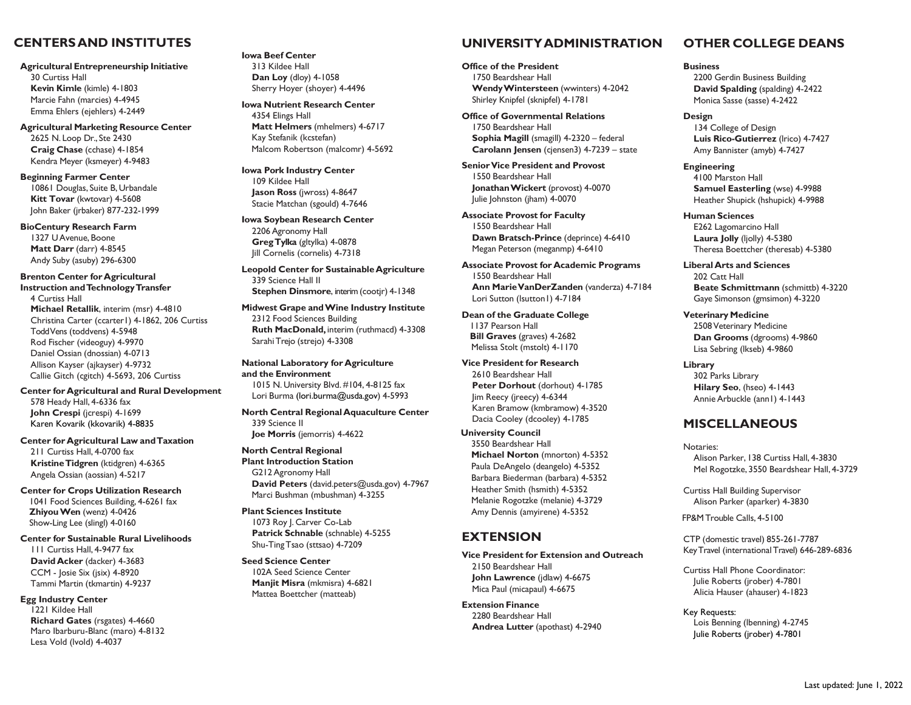## CENTERS AND INSTITUTES

**Agricultural Entrepreneurship Initiative**
30 Curtiss Hall
**Kevin Kimle** (kimle) 4-1803
Marcie Fahn (marcies) 4-4945
Emma Ehlers (ejehlers) 4-2449

**Agricultural Marketing Resource Center**
2625 N. Loop Dr., Ste 2430
**Craig Chase** (cchase) 4-1854
Kendra Meyer (ksmeyer) 4-9483

**Beginning Farmer Center**
10861 Douglas, Suite B, Urbandale
**Kitt Tovar** (kwtovar) 4-5608
John Baker (jrbaker) 877-232-1999

**BioCentury Research Farm**
1327 U Avenue, Boone
**Matt Darr** (darr) 4-8545
Andy Suby (asuby) 296-6300

**Brenton Center for Agricultural Instruction and Technology Transfer**
4 Curtiss Hall
**Michael Retallik**, interim (msr) 4-4810
Christina Carter (ccarter1) 4-1862, 206 Curtiss
Todd Vens (toddvens) 4-5948
Rod Fischer (videoguy) 4-9970
Daniel Ossian (dnossian) 4-0713
Allison Kayser (ajkayser) 4-9732
Callie Gitch (cgitch) 4-5693, 206 Curtiss

**Center for Agricultural and Rural Development**
578 Heady Hall, 4-6336 fax
**John Crespi** (jcrespi) 4-1699
Karen Kovarik (kkovarik) 4-8835

**Center for Agricultural Law and Taxation**
211 Curtiss Hall, 4-0700 fax
**Kristine Tidgren** (ktidgren) 4-6365
Angela Ossian (aossian) 4-5217

**Center for Crops Utilization Research**
1041 Food Sciences Building, 4-6261 fax
**Zhiyou Wen** (wenz) 4-0426
Show-Ling Lee (slingl) 4-0160

**Center for Sustainable Rural Livelihoods**
111 Curtiss Hall, 4-9477 fax
**David Acker** (dacker) 4-3683
CCM - Josie Six (jsix) 4-8920
Tammi Martin (tkmartin) 4-9237

**Egg Industry Center**
1221 Kildee Hall
**Richard Gates** (rsgates) 4-4660
Maro Ibarburu-Blanc (maro) 4-8132
Lesa Vold (lvold) 4-4037

**Iowa Beef Center**
313 Kildee Hall
**Dan Loy** (dloy) 4-1058
Sherry Hoyer (shoyer) 4-4496

**Iowa Nutrient Research Center**
4354 Elings Hall
**Matt Helmers** (mhelmers) 4-6717
Kay Stefanik (kcstefan)
Malcom Robertson (malcomr) 4-5692

**Iowa Pork Industry Center**
109 Kildee Hall
**Jason Ross** (jwross) 4-8647
Stacie Matchan (sgould) 4-7646

**Iowa Soybean Research Center**
2206 Agronomy Hall
**Greg Tylka** (gltylka) 4-0878
Jill Cornelis (cornelis) 4-7318

**Leopold Center for Sustainable Agriculture**
339 Science Hall II
**Stephen Dinsmore**, interim (cootjr) 4-1348

**Midwest Grape and Wine Industry Institute**
2312 Food Sciences Building
**Ruth MacDonald,** interim (ruthmacd) 4-3308
Sarahi Trejo (strejo) 4-3308

**National Laboratory for Agriculture and the Environment**
1015 N. University Blvd. #104, 4-8125 fax
Lori Burma (lori.burma@usda.gov) 4-5993

**North Central Regional Aquaculture Center**
339 Science II
**Joe Morris** (jemorris) 4-4622

**North Central Regional Plant Introduction Station**
G212 Agronomy Hall
**David Peters** (david.peters@usda.gov) 4-7967
Marci Bushman (mbushman) 4-3255

**Plant Sciences Institute**
1073 Roy J. Carver Co-Lab
**Patrick Schnable** (schnable) 4-5255
Shu-Ting Tsao (sttsao) 4-7209

**Seed Science Center**
102A Seed Science Center
**Manjit Misra** (mkmisra) 4-6821
Mattea Boettcher (matteab)

## UNIVERSITY ADMINISTRATION

**Office of the President**
1750 Beardshear Hall
**Wendy Wintersteen** (wwinters) 4-2042
Shirley Knipfel (sknipfel) 4-1781

**Office of Governmental Relations**
1750 Beardshear Hall
**Sophia Magill** (smagill) 4-2320 – federal
**Carolann Jensen** (cjensen3) 4-7239 – state

**Senior Vice President and Provost**
1550 Beardshear Hall
**Jonathan Wickert** (provost) 4-0070
Julie Johnston (jham) 4-0070

**Associate Provost for Faculty**
1550 Beardshear Hall
**Dawn Bratsch-Prince** (deprince) 4-6410
Megan Peterson (meganmp) 4-6410

**Associate Provost for Academic Programs**
1550 Beardshear Hall
**Ann Marie VanDerZanden** (vanderza) 4-7184
Lori Sutton (lsutton1) 4-7184

**Dean of the Graduate College**
1137 Pearson Hall
**Bill Graves** (graves) 4-2682
Melissa Stolt (mstolt) 4-1170

**Vice President for Research**
2610 Beardshear Hall
**Peter Dorhout** (dorhout) 4-1785
Jim Reecy (jreecy) 4-6344
Karen Bramow (kmbramow) 4-3520
Dacia Cooley (dcooley) 4-1785

**University Council**
3550 Beardshear Hall
**Michael Norton** (mnorton) 4-5352
Paula DeAngelo (deangelo) 4-5352
Barbara Biederman (barbara) 4-5352
Heather Smith (hsmith) 4-5352
Melanie Rogotzke (melanie) 4-3729
Amy Dennis (amyirene) 4-5352

## EXTENSION

**Vice President for Extension and Outreach**
2150 Beardshear Hall
**John Lawrence** (jdlaw) 4-6675
Mica Paul (micapaul) 4-6675

**Extension Finance**
2280 Beardshear Hall
**Andrea Lutter** (apothast) 4-2940

## OTHER COLLEGE DEANS

**Business**
2200 Gerdin Business Building
**David Spalding** (spalding) 4-2422
Monica Sasse (sasse) 4-2422

**Design**
134 College of Design
**Luis Rico-Gutierrez** (lrico) 4-7427
Amy Bannister (amyb) 4-7427

**Engineering**
4100 Marston Hall
**Samuel Easterling** (wse) 4-9988
Heather Shupick (hshupick) 4-9988

**Human Sciences**
E262 Lagomarcino Hall
**Laura Jolly** (ljolly) 4-5380
Theresa Boettcher (theresab) 4-5380

**Liberal Arts and Sciences**
202 Catt Hall
**Beate Schmittmann** (schmittb) 4-3220
Gaye Simonson (gmsimon) 4-3220

**Veterinary Medicine**
2508 Veterinary Medicine
**Dan Grooms** (dgrooms) 4-9860
Lisa Sebring (lkseb) 4-9860

**Library**
302 Parks Library
**Hilary Seo**, (hseo) 4-1443
Annie Arbuckle (ann1) 4-1443

## MISCELLANEOUS

Notaries:
Alison Parker, 138 Curtiss Hall, 4-3830
Mel Rogotzke, 3550 Beardshear Hall, 4-3729

Curtiss Hall Building Supervisor
Alison Parker (aparker) 4-3830

FP&M Trouble Calls, 4-5100

CTP (domestic travel) 855-261-7787
Key Travel (international Travel) 646-289-6836

Curtiss Hall Phone Coordinator:
Julie Roberts (jrober) 4-7801
Alicia Hauser (ahauser) 4-1823

Key Requests:
Lois Benning (lbenning) 4-2745
Julie Roberts (jrober) 4-7801

Last updated: June 1, 2022